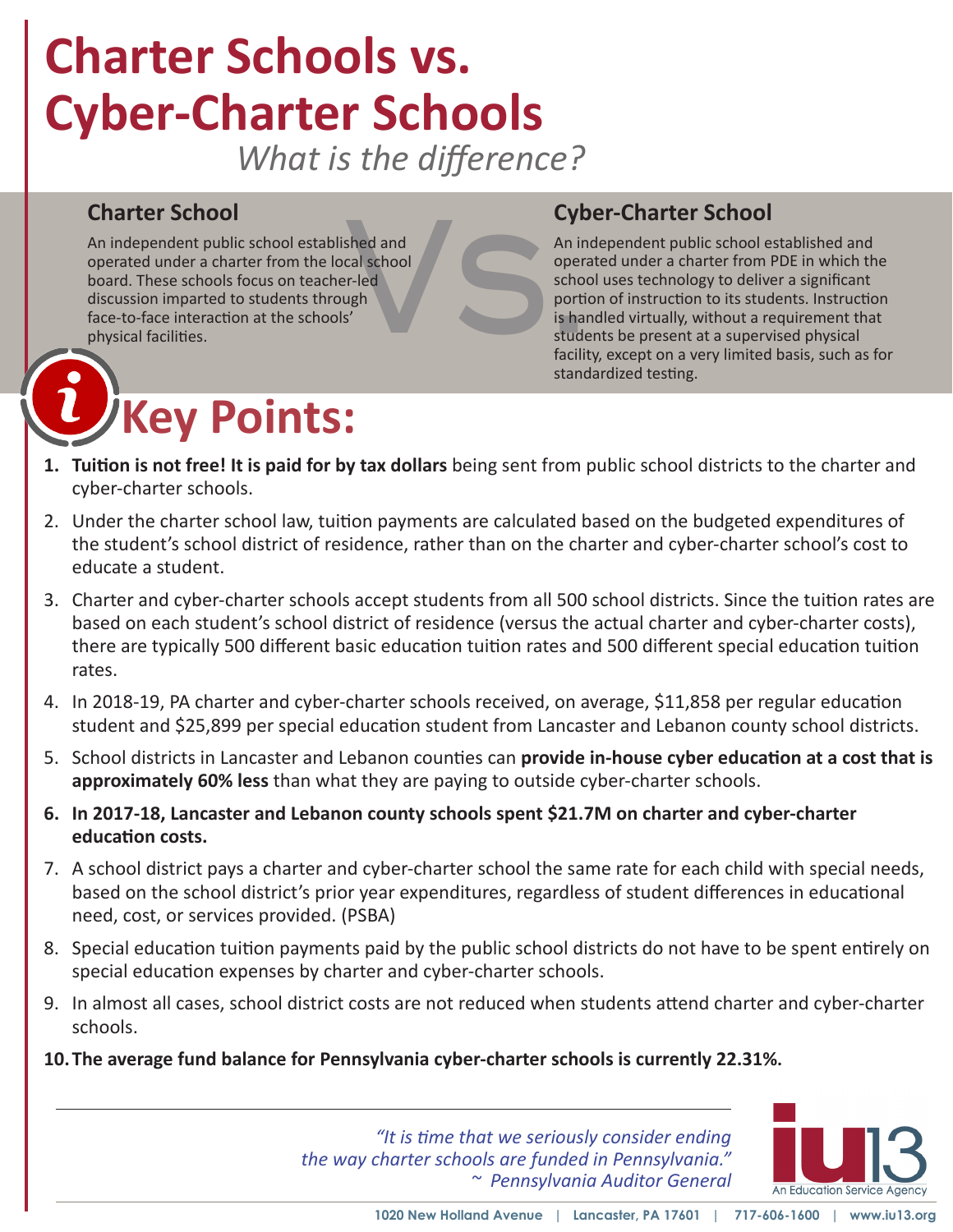# Charter Schools vs. Cyber-Charter Schools

*What is the difference?*

### Charter School

An independent public school established and operated under a charter from the local school board. These schools focus on teacher-led discussion imparted to students through face-to-face interaction at the schools' physical facilities.

### Cyber-Charter School

An independent public school established and operated under a charter from PDE in which the school uses technology to deliver a significant portion of instruction to its students. Instruction is handled virtually, without a requirement that students be present at a supervised physical facility, except on a very limited basis, such as for standardized testing.

## Key Points:

1. **Tuition is not free! It is paid for by tax dollars** being sent from public school districts to the charter and cyber-charter schools.
2. Under the charter school law, tuition payments are calculated based on the budgeted expenditures of the student's school district of residence, rather than on the charter and cyber-charter school's cost to educate a student.
3. Charter and cyber-charter schools accept students from all 500 school districts. Since the tuition rates are based on each student's school district of residence (versus the actual charter and cyber-charter costs), there are typically 500 different basic education tuition rates and 500 different special education tuition rates.
4. In 2018-19, PA charter and cyber-charter schools received, on average, $11,858 per regular education student and $25,899 per special education student from Lancaster and Lebanon county school districts.
5. School districts in Lancaster and Lebanon counties can **provide in-house cyber education at a cost that is approximately 60% less** than what they are paying to outside cyber-charter schools.
6. **In 2017-18, Lancaster and Lebanon county schools spent $21.7M on charter and cyber-charter education costs.**
7. A school district pays a charter and cyber-charter school the same rate for each child with special needs, based on the school district's prior year expenditures, regardless of student differences in educational need, cost, or services provided. (PSBA)
8. Special education tuition payments paid by the public school districts do not have to be spent entirely on special education expenses by charter and cyber-charter schools.
9. In almost all cases, school district costs are not reduced when students attend charter and cyber-charter schools.
10. **The average fund balance for Pennsylvania cyber-charter schools is currently 22.31%.**

*"It is time that we seriously consider ending the way charter schools are funded in Pennsylvania."*
*~ Pennsylvania Auditor General*

iu13 — An Education Service Agency

1020 New Holland Avenue | Lancaster, PA 17601 | 717-606-1600 | www.iu13.org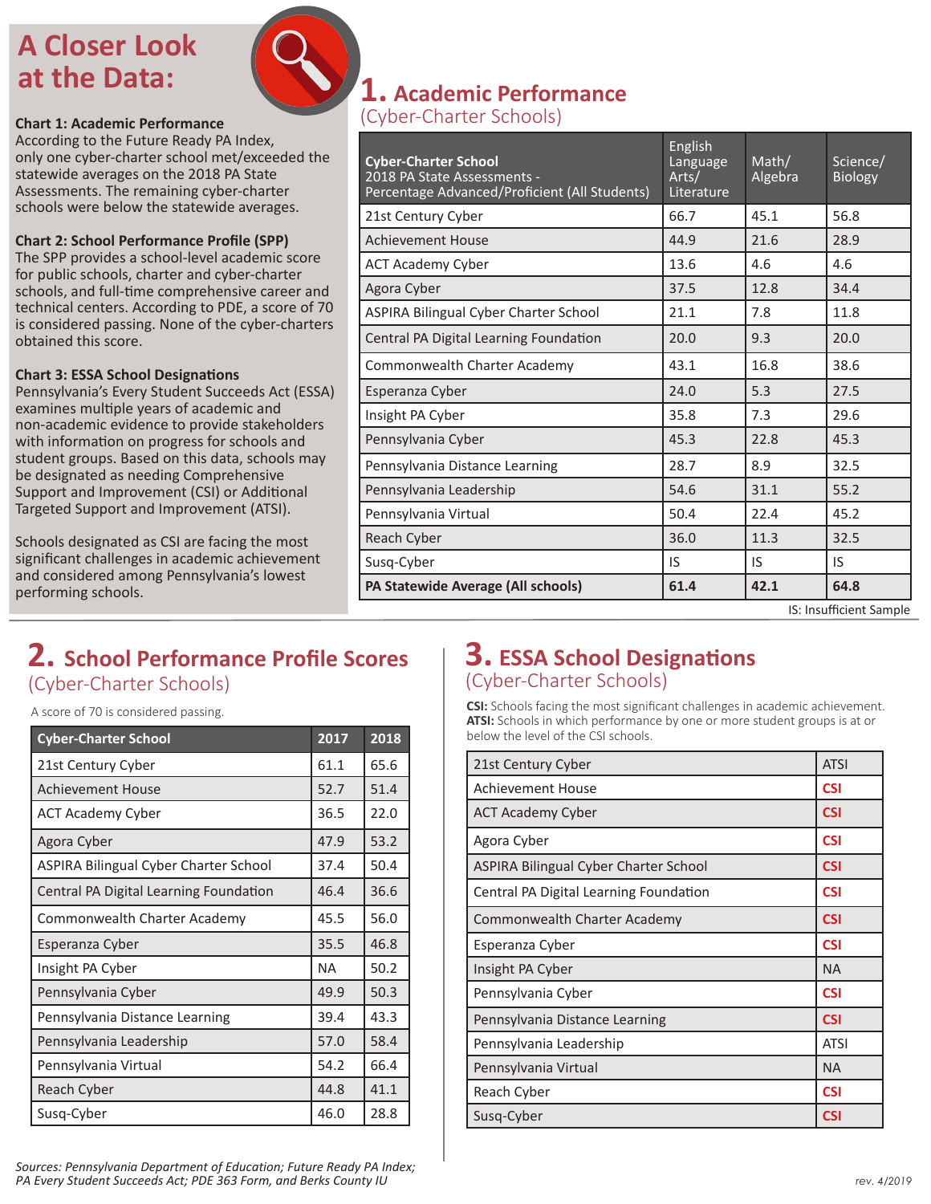# A Closer Look at the Data:

**Chart 1: Academic Performance**
According to the Future Ready PA Index, only one cyber-charter school met/exceeded the statewide averages on the 2018 PA State Assessments. The remaining cyber-charter schools were below the statewide averages.

**Chart 2: School Performance Profile (SPP)**
The SPP provides a school-level academic score for public schools, charter and cyber-charter schools, and full-time comprehensive career and technical centers. According to PDE, a score of 70 is considered passing. None of the cyber-charters obtained this score.

**Chart 3: ESSA School Designations**
Pennsylvania's Every Student Succeeds Act (ESSA) examines multiple years of academic and non-academic evidence to provide stakeholders with information on progress for schools and student groups. Based on this data, schools may be designated as needing Comprehensive Support and Improvement (CSI) or Additional Targeted Support and Improvement (ATSI).

Schools designated as CSI are facing the most significant challenges in academic achievement and considered among Pennsylvania's lowest performing schools.

## 1. Academic Performance
(Cyber-Charter Schools)

| **Cyber-Charter School** 2018 PA State Assessments - Percentage Advanced/Proficient (All Students) | English Language Arts/ Literature | Math/ Algebra | Science/ Biology |
|---|---|---|---|
| 21st Century Cyber | 66.7 | 45.1 | 56.8 |
| Achievement House | 44.9 | 21.6 | 28.9 |
| ACT Academy Cyber | 13.6 | 4.6 | 4.6 |
| Agora Cyber | 37.5 | 12.8 | 34.4 |
| ASPIRA Bilingual Cyber Charter School | 21.1 | 7.8 | 11.8 |
| Central PA Digital Learning Foundation | 20.0 | 9.3 | 20.0 |
| Commonwealth Charter Academy | 43.1 | 16.8 | 38.6 |
| Esperanza Cyber | 24.0 | 5.3 | 27.5 |
| Insight PA Cyber | 35.8 | 7.3 | 29.6 |
| Pennsylvania Cyber | 45.3 | 22.8 | 45.3 |
| Pennsylvania Distance Learning | 28.7 | 8.9 | 32.5 |
| Pennsylvania Leadership | 54.6 | 31.1 | 55.2 |
| Pennsylvania Virtual | 50.4 | 22.4 | 45.2 |
| Reach Cyber | 36.0 | 11.3 | 32.5 |
| Susq-Cyber | IS | IS | IS |
| **PA Statewide Average (All schools)** | **61.4** | **42.1** | **64.8** |

IS: Insufficient Sample

## 2. School Performance Profile Scores
(Cyber-Charter Schools)

A score of 70 is considered passing.

| Cyber-Charter School | 2017 | 2018 |
|---|---|---|
| 21st Century Cyber | 61.1 | 65.6 |
| Achievement House | 52.7 | 51.4 |
| ACT Academy Cyber | 36.5 | 22.0 |
| Agora Cyber | 47.9 | 53.2 |
| ASPIRA Bilingual Cyber Charter School | 37.4 | 50.4 |
| Central PA Digital Learning Foundation | 46.4 | 36.6 |
| Commonwealth Charter Academy | 45.5 | 56.0 |
| Esperanza Cyber | 35.5 | 46.8 |
| Insight PA Cyber | NA | 50.2 |
| Pennsylvania Cyber | 49.9 | 50.3 |
| Pennsylvania Distance Learning | 39.4 | 43.3 |
| Pennsylvania Leadership | 57.0 | 58.4 |
| Pennsylvania Virtual | 54.2 | 66.4 |
| Reach Cyber | 44.8 | 41.1 |
| Susq-Cyber | 46.0 | 28.8 |

## 3. ESSA School Designations
(Cyber-Charter Schools)

**CSI:** Schools facing the most significant challenges in academic achievement.
**ATSI:** Schools in which performance by one or more student groups is at or below the level of the CSI schools.

| | |
|---|---|
| 21st Century Cyber | ATSI |
| Achievement House | CSI |
| ACT Academy Cyber | CSI |
| Agora Cyber | CSI |
| ASPIRA Bilingual Cyber Charter School | CSI |
| Central PA Digital Learning Foundation | CSI |
| Commonwealth Charter Academy | CSI |
| Esperanza Cyber | CSI |
| Insight PA Cyber | NA |
| Pennsylvania Cyber | CSI |
| Pennsylvania Distance Learning | CSI |
| Pennsylvania Leadership | ATSI |
| Pennsylvania Virtual | NA |
| Reach Cyber | CSI |
| Susq-Cyber | CSI |

*Sources: Pennsylvania Department of Education; Future Ready PA Index; PA Every Student Succeeds Act; PDE 363 Form, and Berks County IU*

*rev. 4/2019*